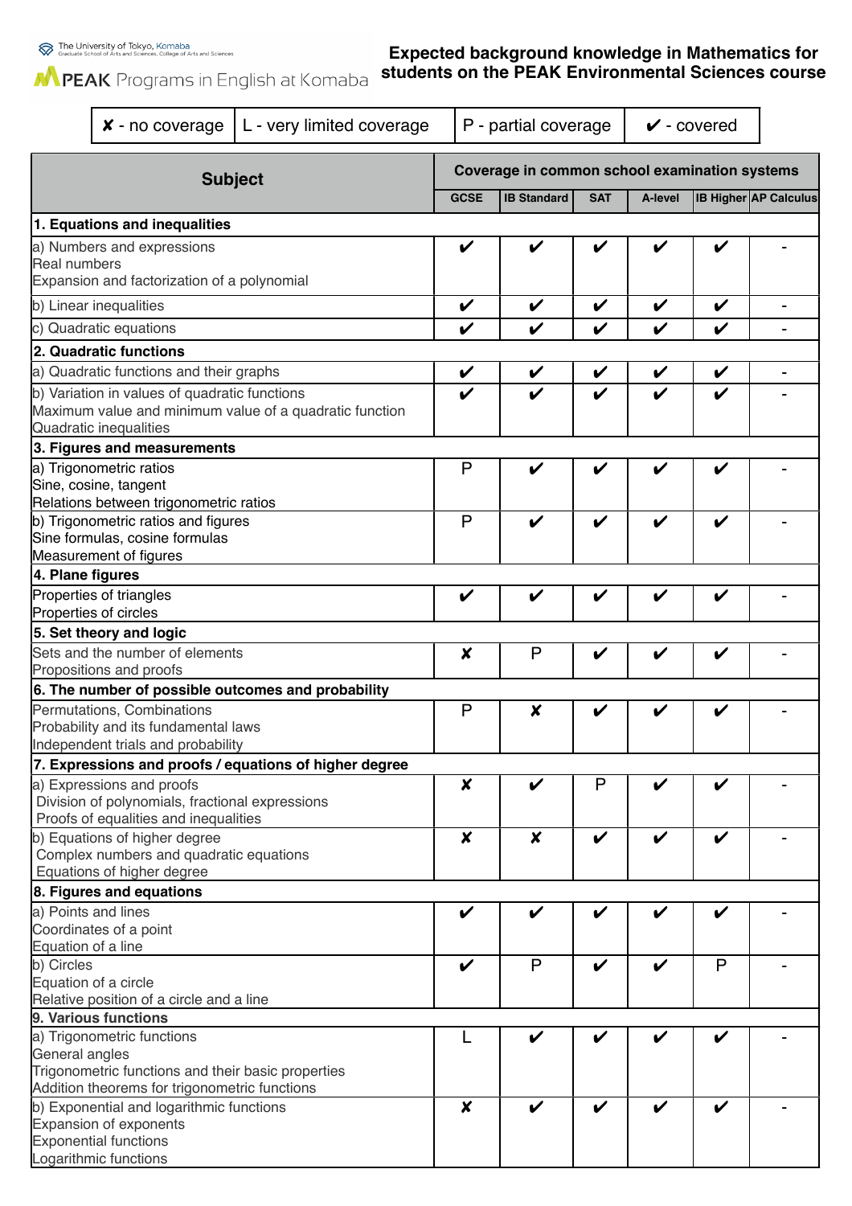The University of Tokyo, Komaba
Graduate School of Arts and Sciences, College of Arts and Sciences

PEAK Programs in English at Komaba

# Expected background knowledge in Mathematics for students on the PEAK Environmental Sciences course

| ✘ - no coverage | L - very limited coverage | P - partial coverage | ✔ - covered |
|---|---|---|---|

| Subject | Coverage in common school examination systems | | | | | |
|---|---|---|---|---|---|---|
| | GCSE | IB Standard | SAT | A-level | IB Higher | AP Calculus |
| **1. Equations and inequalities** | | | | | | |
| a) Numbers and expressions<br>Real numbers<br>Expansion and factorization of a polynomial | ✔ | ✔ | ✔ | ✔ | ✔ | - |
| b) Linear inequalities | ✔ | ✔ | ✔ | ✔ | ✔ | - |
| c) Quadratic equations | ✔ | ✔ | ✔ | ✔ | ✔ | - |
| **2. Quadratic functions** | | | | | | |
| a) Quadratic functions and their graphs | ✔ | ✔ | ✔ | ✔ | ✔ | - |
| b) Variation in values of quadratic functions<br>Maximum value and minimum value of a quadratic function<br>Quadratic inequalities | ✔ | ✔ | ✔ | ✔ | ✔ | - |
| **3. Figures and measurements** | | | | | | |
| a) Trigonometric ratios<br>Sine, cosine, tangent<br>Relations between trigonometric ratios | P | ✔ | ✔ | ✔ | ✔ | - |
| b) Trigonometric ratios and figures<br>Sine formulas, cosine formulas<br>Measurement of figures | P | ✔ | ✔ | ✔ | ✔ | - |
| **4. Plane figures** | | | | | | |
| Properties of triangles<br>Properties of circles | ✔ | ✔ | ✔ | ✔ | ✔ | - |
| **5. Set theory and logic** | | | | | | |
| Sets and the number of elements<br>Propositions and proofs | ✘ | P | ✔ | ✔ | ✔ | - |
| **6. The number of possible outcomes and probability** | | | | | | |
| Permutations, Combinations<br>Probability and its fundamental laws<br>Independent trials and probability | P | ✘ | ✔ | ✔ | ✔ | - |
| **7. Expressions and proofs / equations of higher degree** | | | | | | |
| a) Expressions and proofs<br>Division of polynomials, fractional expressions<br>Proofs of equalities and inequalities | ✘ | ✔ | P | ✔ | ✔ | - |
| b) Equations of higher degree<br>Complex numbers and quadratic equations<br>Equations of higher degree | ✘ | ✘ | ✔ | ✔ | ✔ | - |
| **8. Figures and equations** | | | | | | |
| a) Points and lines<br>Coordinates of a point<br>Equation of a line | ✔ | ✔ | ✔ | ✔ | ✔ | - |
| b) Circles<br>Equation of a circle<br>Relative position of a circle and a line | ✔ | P | ✔ | ✔ | P | - |
| **9. Various functions** | | | | | | |
| a) Trigonometric functions<br>General angles<br>Trigonometric functions and their basic properties<br>Addition theorems for trigonometric functions | L | ✔ | ✔ | ✔ | ✔ | - |
| b) Exponential and logarithmic functions<br>Expansion of exponents<br>Exponential functions<br>Logarithmic functions | ✘ | ✔ | ✔ | ✔ | ✔ | - |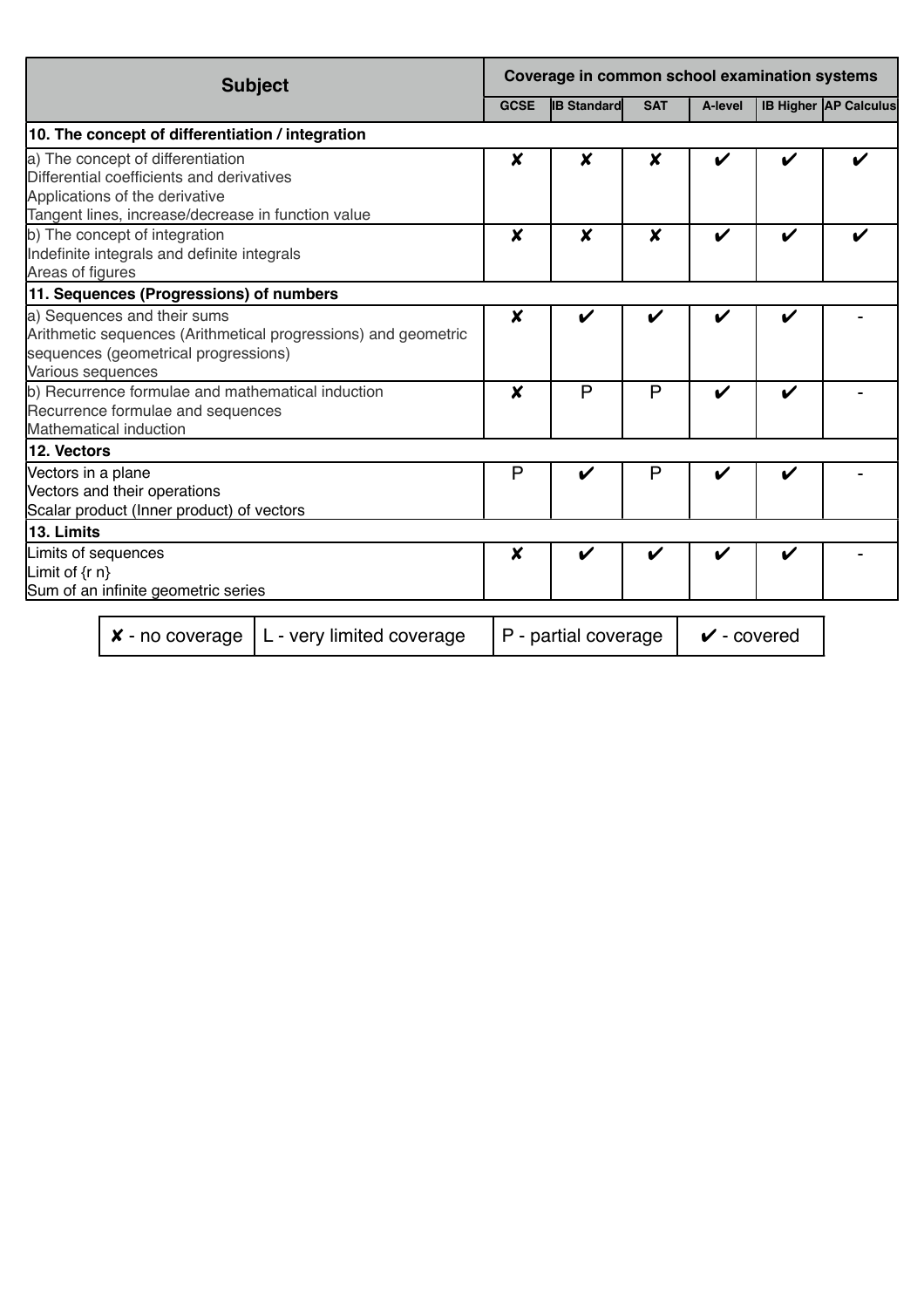| Subject | Coverage in common school examination systems | | | | | |
|---|---|---|---|---|---|---|
| | GCSE | IB Standard | SAT | A-level | IB Higher | AP Calculus |
| **10. The concept of differentiation / integration** | | | | | | |
| a) The concept of differentiation<br>Differential coefficients and derivatives<br>Applications of the derivative<br>Tangent lines, increase/decrease in function value | ✘ | ✘ | ✘ | ✔ | ✔ | ✔ |
| b) The concept of integration<br>Indefinite integrals and definite integrals<br>Areas of figures | ✘ | ✘ | ✘ | ✔ | ✔ | ✔ |
| **11. Sequences (Progressions) of numbers** | | | | | | |
| a) Sequences and their sums<br>Arithmetic sequences (Arithmetical progressions) and geometric sequences (geometrical progressions)<br>Various sequences | ✘ | ✔ | ✔ | ✔ | ✔ | - |
| b) Recurrence formulae and mathematical induction<br>Recurrence formulae and sequences<br>Mathematical induction | ✘ | P | P | ✔ | ✔ | - |
| **12. Vectors** | | | | | | |
| Vectors in a plane<br>Vectors and their operations<br>Scalar product (Inner product) of vectors | P | ✔ | P | ✔ | ✔ | - |
| **13. Limits** | | | | | | |
| Limits of sequences<br>Limit of {r n}<br>Sum of an infinite geometric series | ✘ | ✔ | ✔ | ✔ | ✔ | - |

| | | | |
|---|---|---|---|
| ✘ - no coverage | L - very limited coverage | P - partial coverage | ✔ - covered |